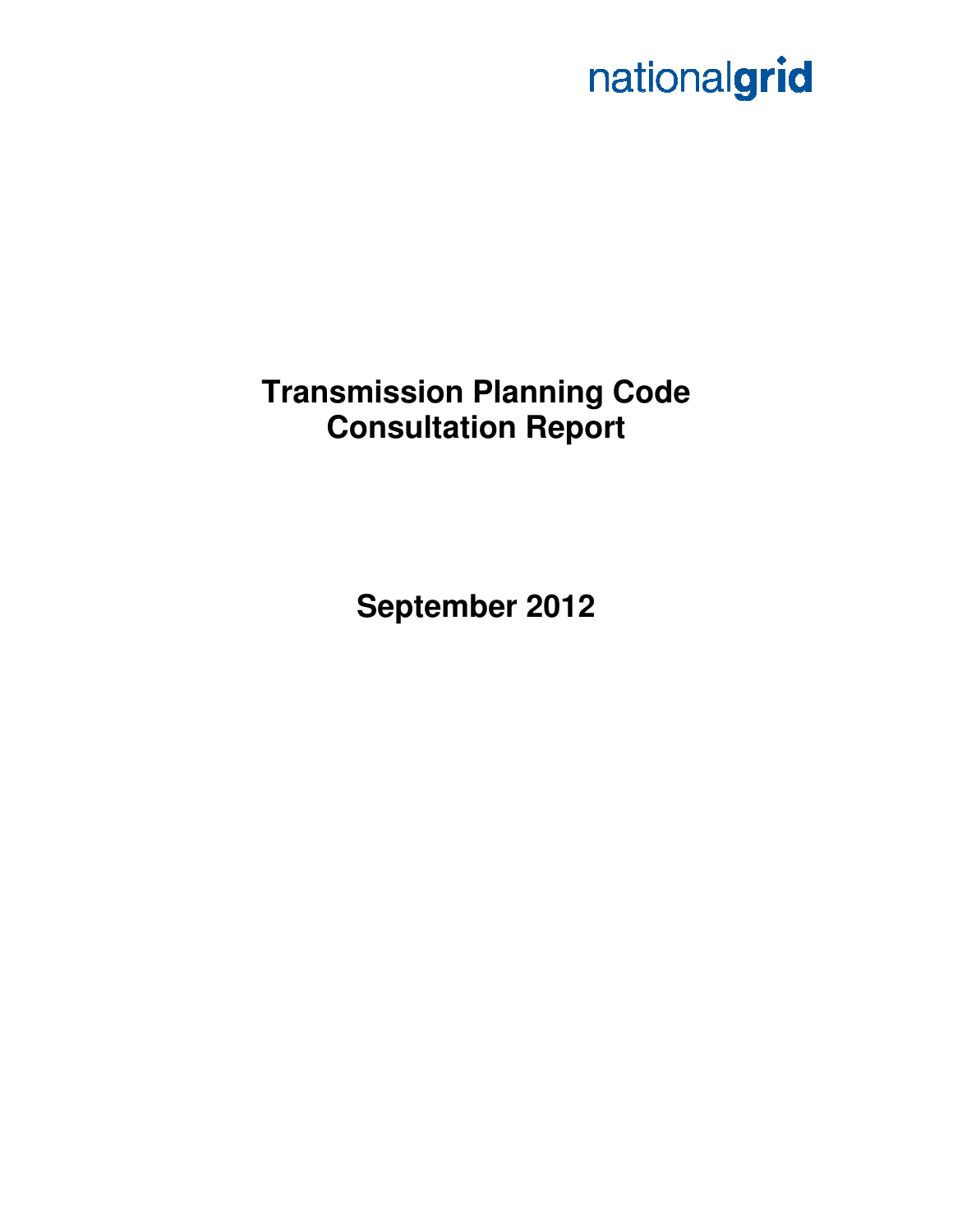nationalgrid

# Transmission Planning Code
# Consultation Report

**September 2012**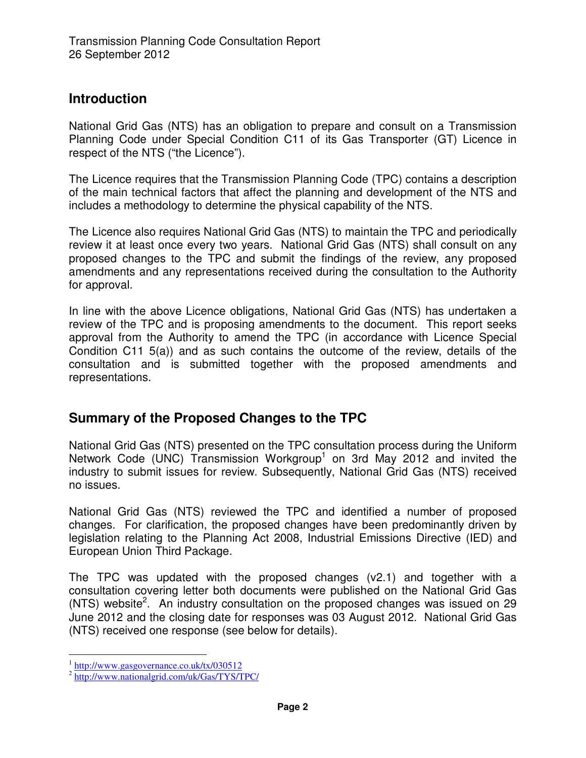## Introduction

National Grid Gas (NTS) has an obligation to prepare and consult on a Transmission Planning Code under Special Condition C11 of its Gas Transporter (GT) Licence in respect of the NTS ("the Licence").

The Licence requires that the Transmission Planning Code (TPC) contains a description of the main technical factors that affect the planning and development of the NTS and includes a methodology to determine the physical capability of the NTS.

The Licence also requires National Grid Gas (NTS) to maintain the TPC and periodically review it at least once every two years. National Grid Gas (NTS) shall consult on any proposed changes to the TPC and submit the findings of the review, any proposed amendments and any representations received during the consultation to the Authority for approval.

In line with the above Licence obligations, National Grid Gas (NTS) has undertaken a review of the TPC and is proposing amendments to the document. This report seeks approval from the Authority to amend the TPC (in accordance with Licence Special Condition C11 5(a)) and as such contains the outcome of the review, details of the consultation and is submitted together with the proposed amendments and representations.

## Summary of the Proposed Changes to the TPC

National Grid Gas (NTS) presented on the TPC consultation process during the Uniform Network Code (UNC) Transmission Workgroup[1] on 3rd May 2012 and invited the industry to submit issues for review. Subsequently, National Grid Gas (NTS) received no issues.

National Grid Gas (NTS) reviewed the TPC and identified a number of proposed changes. For clarification, the proposed changes have been predominantly driven by legislation relating to the Planning Act 2008, Industrial Emissions Directive (IED) and European Union Third Package.

The TPC was updated with the proposed changes (v2.1) and together with a consultation covering letter both documents were published on the National Grid Gas (NTS) website[2]. An industry consultation on the proposed changes was issued on 29 June 2012 and the closing date for responses was 03 August 2012. National Grid Gas (NTS) received one response (see below for details).

---

[1] http://www.gasgovernance.co.uk/tx/030512

[2] http://www.nationalgrid.com/uk/Gas/TYS/TPC/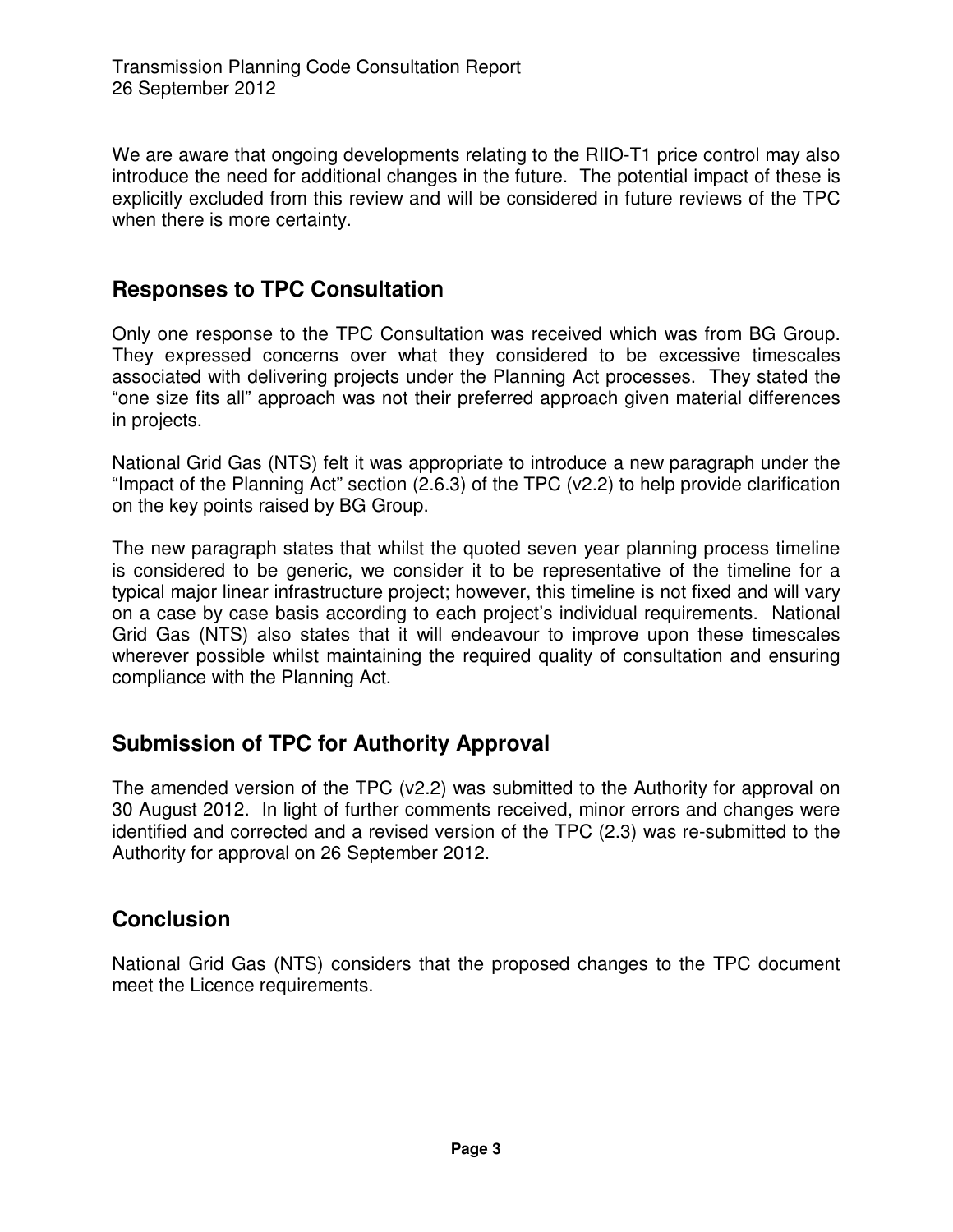We are aware that ongoing developments relating to the RIIO-T1 price control may also introduce the need for additional changes in the future. The potential impact of these is explicitly excluded from this review and will be considered in future reviews of the TPC when there is more certainty.

## Responses to TPC Consultation

Only one response to the TPC Consultation was received which was from BG Group. They expressed concerns over what they considered to be excessive timescales associated with delivering projects under the Planning Act processes. They stated the "one size fits all" approach was not their preferred approach given material differences in projects.

National Grid Gas (NTS) felt it was appropriate to introduce a new paragraph under the "Impact of the Planning Act" section (2.6.3) of the TPC (v2.2) to help provide clarification on the key points raised by BG Group.

The new paragraph states that whilst the quoted seven year planning process timeline is considered to be generic, we consider it to be representative of the timeline for a typical major linear infrastructure project; however, this timeline is not fixed and will vary on a case by case basis according to each project's individual requirements. National Grid Gas (NTS) also states that it will endeavour to improve upon these timescales wherever possible whilst maintaining the required quality of consultation and ensuring compliance with the Planning Act.

## Submission of TPC for Authority Approval

The amended version of the TPC (v2.2) was submitted to the Authority for approval on 30 August 2012. In light of further comments received, minor errors and changes were identified and corrected and a revised version of the TPC (2.3) was re-submitted to the Authority for approval on 26 September 2012.

## Conclusion

National Grid Gas (NTS) considers that the proposed changes to the TPC document meet the Licence requirements.